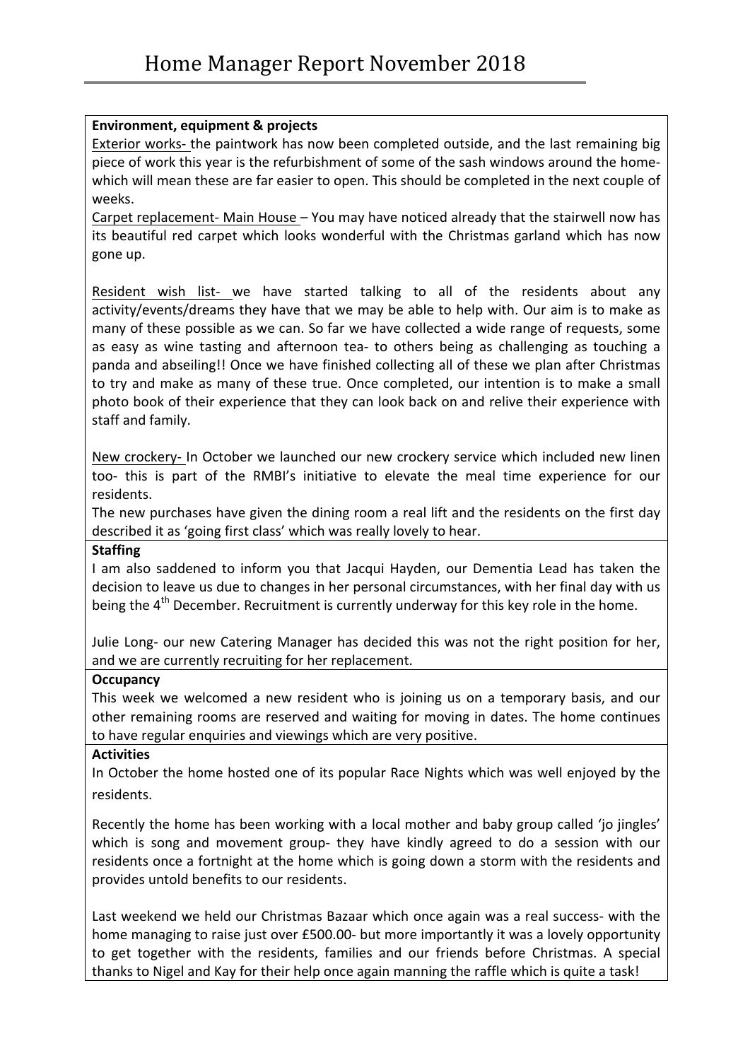# Home Manager Report November 2018

## Environment, equipment & projects

Exterior works- the paintwork has now been completed outside, and the last remaining big piece of work this year is the refurbishment of some of the sash windows around the home- which will mean these are far easier to open. This should be completed in the next couple of weeks.

Carpet replacement- Main House – You may have noticed already that the stairwell now has its beautiful red carpet which looks wonderful with the Christmas garland which has now gone up.

Resident wish list- we have started talking to all of the residents about any activity/events/dreams they have that we may be able to help with. Our aim is to make as many of these possible as we can. So far we have collected a wide range of requests, some as easy as wine tasting and afternoon tea- to others being as challenging as touching a panda and abseiling!! Once we have finished collecting all of these we plan after Christmas to try and make as many of these true. Once completed, our intention is to make a small photo book of their experience that they can look back on and relive their experience with staff and family.

New crockery- In October we launched our new crockery service which included new linen too- this is part of the RMBI's initiative to elevate the meal time experience for our residents.

The new purchases have given the dining room a real lift and the residents on the first day described it as 'going first class' which was really lovely to hear.

## Staffing

I am also saddened to inform you that Jacqui Hayden, our Dementia Lead has taken the decision to leave us due to changes in her personal circumstances, with her final day with us being the 4th December. Recruitment is currently underway for this key role in the home.

Julie Long- our new Catering Manager has decided this was not the right position for her, and we are currently recruiting for her replacement.

## Occupancy

This week we welcomed a new resident who is joining us on a temporary basis, and our other remaining rooms are reserved and waiting for moving in dates. The home continues to have regular enquiries and viewings which are very positive.

## Activities

In October the home hosted one of its popular Race Nights which was well enjoyed by the residents.

Recently the home has been working with a local mother and baby group called 'jo jingles' which is song and movement group- they have kindly agreed to do a session with our residents once a fortnight at the home which is going down a storm with the residents and provides untold benefits to our residents.

Last weekend we held our Christmas Bazaar which once again was a real success- with the home managing to raise just over £500.00- but more importantly it was a lovely opportunity to get together with the residents, families and our friends before Christmas. A special thanks to Nigel and Kay for their help once again manning the raffle which is quite a task!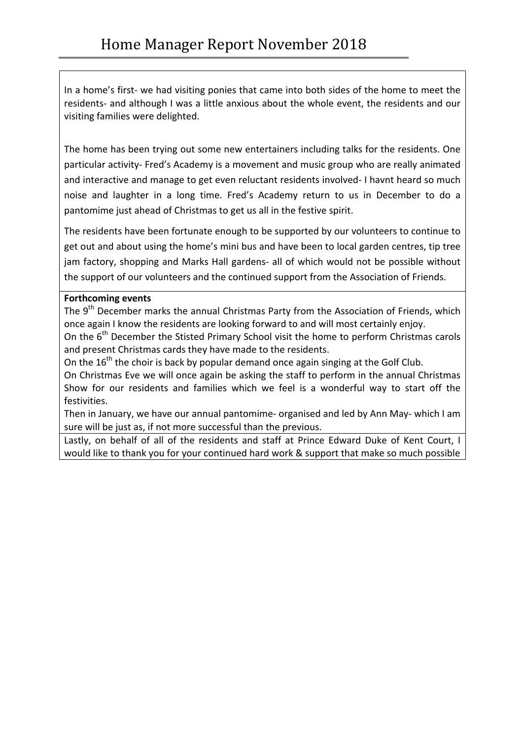# Home Manager Report November 2018

In a home's first- we had visiting ponies that came into both sides of the home to meet the residents- and although I was a little anxious about the whole event, the residents and our visiting families were delighted.

The home has been trying out some new entertainers including talks for the residents. One particular activity- Fred's Academy is a movement and music group who are really animated and interactive and manage to get even reluctant residents involved- I havnt heard so much noise and laughter in a long time. Fred's Academy return to us in December to do a pantomime just ahead of Christmas to get us all in the festive spirit.

The residents have been fortunate enough to be supported by our volunteers to continue to get out and about using the home's mini bus and have been to local garden centres, tip tree jam factory, shopping and Marks Hall gardens- all of which would not be possible without the support of our volunteers and the continued support from the Association of Friends.

**Forthcoming events**

The 9th December marks the annual Christmas Party from the Association of Friends, which once again I know the residents are looking forward to and will most certainly enjoy.
On the 6th December the Stisted Primary School visit the home to perform Christmas carols and present Christmas cards they have made to the residents.
On the 16th the choir is back by popular demand once again singing at the Golf Club.
On Christmas Eve we will once again be asking the staff to perform in the annual Christmas Show for our residents and families which we feel is a wonderful way to start off the festivities.
Then in January, we have our annual pantomime- organised and led by Ann May- which I am sure will be just as, if not more successful than the previous.

Lastly, on behalf of all of the residents and staff at Prince Edward Duke of Kent Court, I would like to thank you for your continued hard work & support that make so much possible